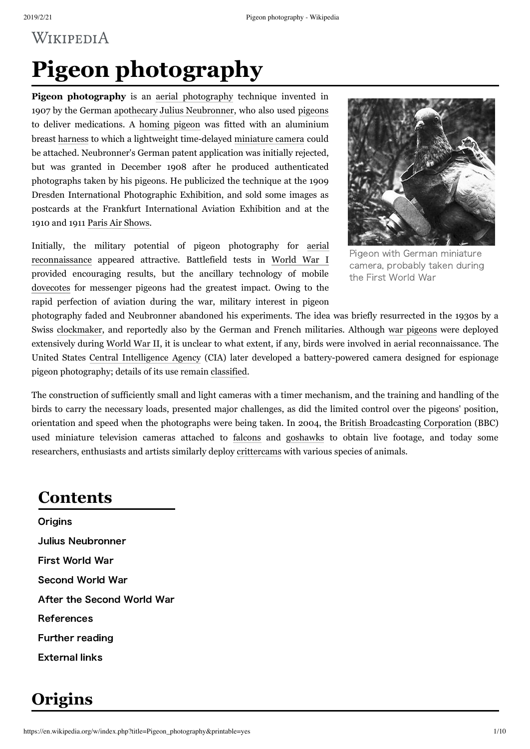WIKIPEDIA

# Pigeon photography

**Pigeon photography** is an aerial photography technique invented in 1907 by the German apothecary Julius Neubronner, who also used pigeons to deliver medications. A homing pigeon was fitted with an aluminium breast harness to which a lightweight time-delayed miniature camera could be attached. Neubronner's German patent application was initially rejected, but was granted in December 1908 after he produced authenticated photographs taken by his pigeons. He publicized the technique at the 1909 Dresden International Photographic Exhibition, and sold some images as postcards at the Frankfurt International Aviation Exhibition and at the 1910 and 1911 Paris Air Shows.

Pigeon with German miniature camera, probably taken during the First World War

Initially, the military potential of pigeon photography for aerial reconnaissance appeared attractive. Battlefield tests in World War I provided encouraging results, but the ancillary technology of mobile dovecotes for messenger pigeons had the greatest impact. Owing to the rapid perfection of aviation during the war, military interest in pigeon photography faded and Neubronner abandoned his experiments. The idea was briefly resurrected in the 1930s by a Swiss clockmaker, and reportedly also by the German and French militaries. Although war pigeons were deployed extensively during World War II, it is unclear to what extent, if any, birds were involved in aerial reconnaissance. The United States Central Intelligence Agency (CIA) later developed a battery-powered camera designed for espionage pigeon photography; details of its use remain classified.

The construction of sufficiently small and light cameras with a timer mechanism, and the training and handling of the birds to carry the necessary loads, presented major challenges, as did the limited control over the pigeons' position, orientation and speed when the photographs were being taken. In 2004, the British Broadcasting Corporation (BBC) used miniature television cameras attached to falcons and goshawks to obtain live footage, and today some researchers, enthusiasts and artists similarly deploy crittercams with various species of animals.

## Contents

- Origins
- Julius Neubronner
- First World War
- Second World War
- After the Second World War
- References
- Further reading
- External links

## Origins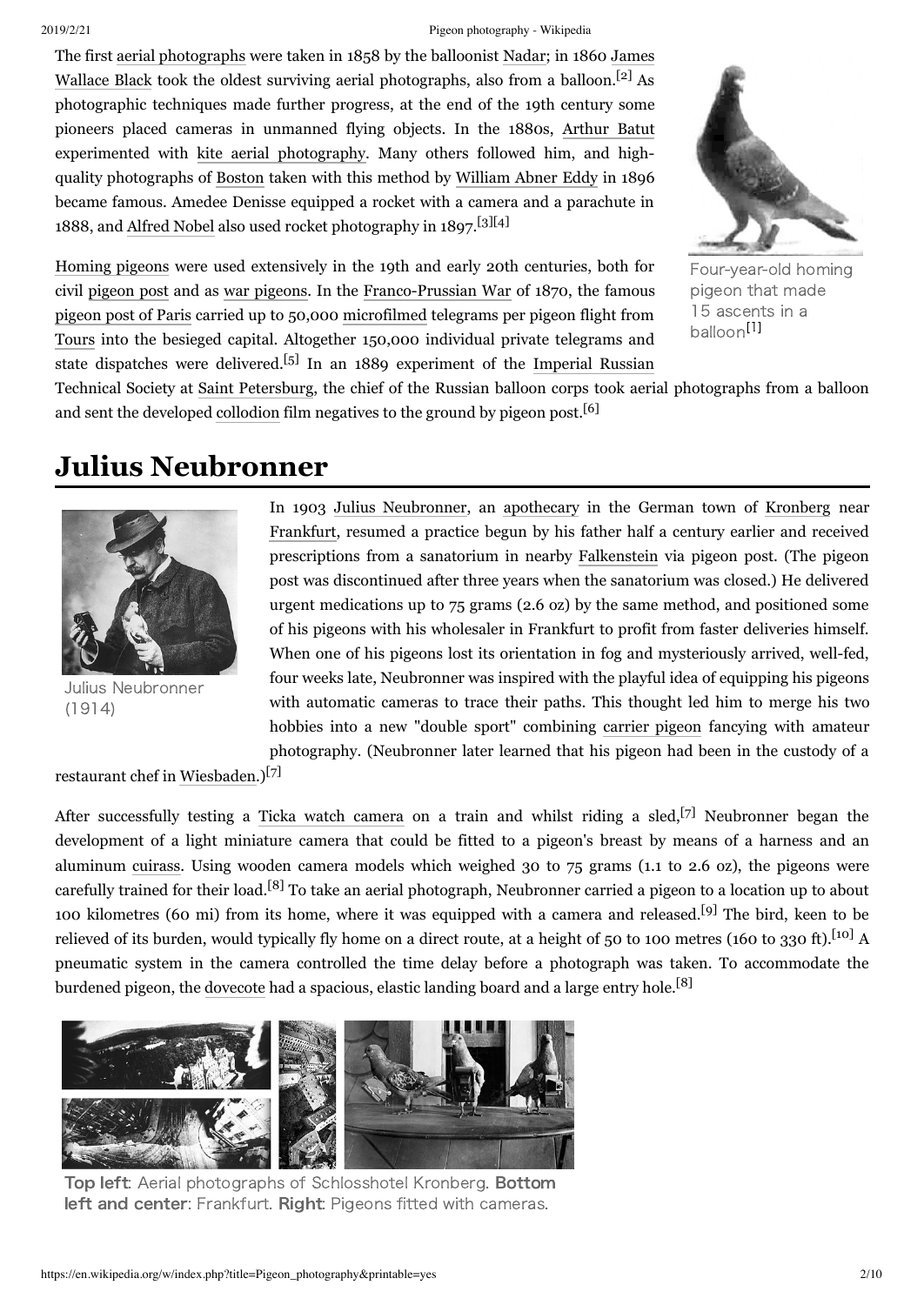The first aerial photographs were taken in 1858 by the balloonist Nadar; in 1860 James Wallace Black took the oldest surviving aerial photographs, also from a balloon.[2] As photographic techniques made further progress, at the end of the 19th century some pioneers placed cameras in unmanned flying objects. In the 1880s, Arthur Batut experimented with kite aerial photography. Many others followed him, and high-quality photographs of Boston taken with this method by William Abner Eddy in 1896 became famous. Amedee Denisse equipped a rocket with a camera and a parachute in 1888, and Alfred Nobel also used rocket photography in 1897.[3][4]

Four-year-old homing pigeon that made 15 ascents in a balloon[1]

Homing pigeons were used extensively in the 19th and early 20th centuries, both for civil pigeon post and as war pigeons. In the Franco-Prussian War of 1870, the famous pigeon post of Paris carried up to 50,000 microfilmed telegrams per pigeon flight from Tours into the besieged capital. Altogether 150,000 individual private telegrams and state dispatches were delivered.[5] In an 1889 experiment of the Imperial Russian Technical Society at Saint Petersburg, the chief of the Russian balloon corps took aerial photographs from a balloon and sent the developed collodion film negatives to the ground by pigeon post.[6]

# Julius Neubronner

Julius Neubronner (1914)

In 1903 Julius Neubronner, an apothecary in the German town of Kronberg near Frankfurt, resumed a practice begun by his father half a century earlier and received prescriptions from a sanatorium in nearby Falkenstein via pigeon post. (The pigeon post was discontinued after three years when the sanatorium was closed.) He delivered urgent medications up to 75 grams (2.6 oz) by the same method, and positioned some of his pigeons with his wholesaler in Frankfurt to profit from faster deliveries himself. When one of his pigeons lost its orientation in fog and mysteriously arrived, well-fed, four weeks late, Neubronner was inspired with the playful idea of equipping his pigeons with automatic cameras to trace their paths. This thought led him to merge his two hobbies into a new "double sport" combining carrier pigeon fancying with amateur photography. (Neubronner later learned that his pigeon had been in the custody of a restaurant chef in Wiesbaden.)[7]

After successfully testing a Ticka watch camera on a train and whilst riding a sled,[7] Neubronner began the development of a light miniature camera that could be fitted to a pigeon's breast by means of a harness and an aluminum cuirass. Using wooden camera models which weighed 30 to 75 grams (1.1 to 2.6 oz), the pigeons were carefully trained for their load.[8] To take an aerial photograph, Neubronner carried a pigeon to a location up to about 100 kilometres (60 mi) from its home, where it was equipped with a camera and released.[9] The bird, keen to be relieved of its burden, would typically fly home on a direct route, at a height of 50 to 100 metres (160 to 330 ft).[10] A pneumatic system in the camera controlled the time delay before a photograph was taken. To accommodate the burdened pigeon, the dovecote had a spacious, elastic landing board and a large entry hole.[8]

**Top left**: Aerial photographs of Schlosshotel Kronberg. **Bottom left and center**: Frankfurt. **Right**: Pigeons fitted with cameras.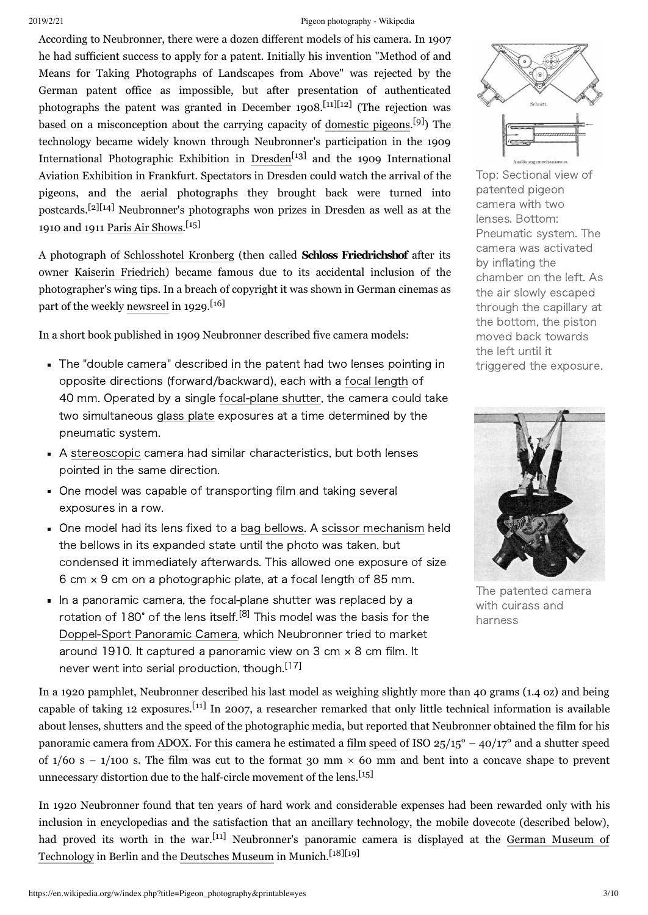According to Neubronner, there were a dozen different models of his camera. In 1907 he had sufficient success to apply for a patent. Initially his invention "Method of and Means for Taking Photographs of Landscapes from Above" was rejected by the German patent office as impossible, but after presentation of authenticated photographs the patent was granted in December 1908.[11][12] (The rejection was based on a misconception about the carrying capacity of domestic pigeons.[9]) The technology became widely known through Neubronner's participation in the 1909 International Photographic Exhibition in Dresden[13] and the 1909 International Aviation Exhibition in Frankfurt. Spectators in Dresden could watch the arrival of the pigeons, and the aerial photographs they brought back were turned into postcards.[2][14] Neubronner's photographs won prizes in Dresden as well as at the 1910 and 1911 Paris Air Shows.[15]

Top: Sectional view of patented pigeon camera with two lenses. Bottom: Pneumatic system. The camera was activated by inflating the chamber on the left. As the air slowly escaped through the capillary at the bottom, the piston moved back towards the left until it triggered the exposure.

A photograph of Schlosshotel Kronberg (then called **Schloss Friedrichshof** after its owner Kaiserin Friedrich) became famous due to its accidental inclusion of the photographer's wing tips. In a breach of copyright it was shown in German cinemas as part of the weekly newsreel in 1929.[16]

In a short book published in 1909 Neubronner described five camera models:

- The "double camera" described in the patent had two lenses pointing in opposite directions (forward/backward), each with a focal length of 40 mm. Operated by a single focal-plane shutter, the camera could take two simultaneous glass plate exposures at a time determined by the pneumatic system.
- A stereoscopic camera had similar characteristics, but both lenses pointed in the same direction.
- One model was capable of transporting film and taking several exposures in a row.
- One model had its lens fixed to a bag bellows. A scissor mechanism held the bellows in its expanded state until the photo was taken, but condensed it immediately afterwards. This allowed one exposure of size 6 cm × 9 cm on a photographic plate, at a focal length of 85 mm.
- In a panoramic camera, the focal-plane shutter was replaced by a rotation of 180° of the lens itself.[8] This model was the basis for the Doppel-Sport Panoramic Camera, which Neubronner tried to market around 1910. It captured a panoramic view on 3 cm × 8 cm film. It never went into serial production, though.[17]

The patented camera with cuirass and harness

In a 1920 pamphlet, Neubronner described his last model as weighing slightly more than 40 grams (1.4 oz) and being capable of taking 12 exposures.[11] In 2007, a researcher remarked that only little technical information is available about lenses, shutters and the speed of the photographic media, but reported that Neubronner obtained the film for his panoramic camera from ADOX. For this camera he estimated a film speed of ISO 25/15° – 40/17° and a shutter speed of 1/60 s – 1/100 s. The film was cut to the format 30 mm × 60 mm and bent into a concave shape to prevent unnecessary distortion due to the half-circle movement of the lens.[15]

In 1920 Neubronner found that ten years of hard work and considerable expenses had been rewarded only with his inclusion in encyclopedias and the satisfaction that an ancillary technology, the mobile dovecote (described below), had proved its worth in the war.[11] Neubronner's panoramic camera is displayed at the German Museum of Technology in Berlin and the Deutsches Museum in Munich.[18][19]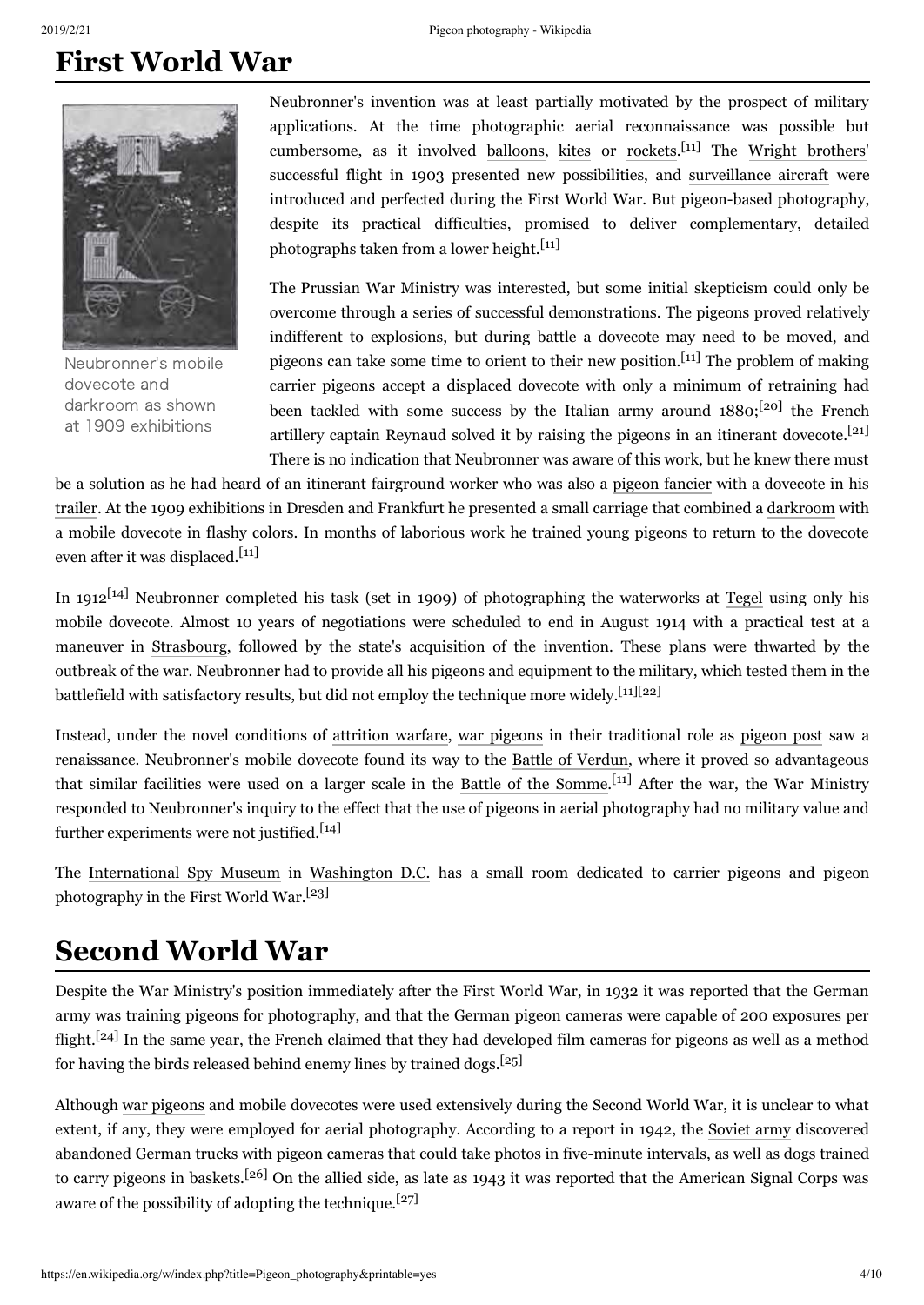# First World War

Neubronner's mobile dovecote and darkroom as shown at 1909 exhibitions

Neubronner's invention was at least partially motivated by the prospect of military applications. At the time photographic aerial reconnaissance was possible but cumbersome, as it involved balloons, kites or rockets.[11] The Wright brothers' successful flight in 1903 presented new possibilities, and surveillance aircraft were introduced and perfected during the First World War. But pigeon-based photography, despite its practical difficulties, promised to deliver complementary, detailed photographs taken from a lower height.[11]

The Prussian War Ministry was interested, but some initial skepticism could only be overcome through a series of successful demonstrations. The pigeons proved relatively indifferent to explosions, but during battle a dovecote may need to be moved, and pigeons can take some time to orient to their new position.[11] The problem of making carrier pigeons accept a displaced dovecote with only a minimum of retraining had been tackled with some success by the Italian army around 1880;[20] the French artillery captain Reynaud solved it by raising the pigeons in an itinerant dovecote.[21] There is no indication that Neubronner was aware of this work, but he knew there must be a solution as he had heard of an itinerant fairground worker who was also a pigeon fancier with a dovecote in his trailer. At the 1909 exhibitions in Dresden and Frankfurt he presented a small carriage that combined a darkroom with a mobile dovecote in flashy colors. In months of laborious work he trained young pigeons to return to the dovecote even after it was displaced.[11]

In 1912[14] Neubronner completed his task (set in 1909) of photographing the waterworks at Tegel using only his mobile dovecote. Almost 10 years of negotiations were scheduled to end in August 1914 with a practical test at a maneuver in Strasbourg, followed by the state's acquisition of the invention. These plans were thwarted by the outbreak of the war. Neubronner had to provide all his pigeons and equipment to the military, which tested them in the battlefield with satisfactory results, but did not employ the technique more widely.[11][22]

Instead, under the novel conditions of attrition warfare, war pigeons in their traditional role as pigeon post saw a renaissance. Neubronner's mobile dovecote found its way to the Battle of Verdun, where it proved so advantageous that similar facilities were used on a larger scale in the Battle of the Somme.[11] After the war, the War Ministry responded to Neubronner's inquiry to the effect that the use of pigeons in aerial photography had no military value and further experiments were not justified.[14]

The International Spy Museum in Washington D.C. has a small room dedicated to carrier pigeons and pigeon photography in the First World War.[23]

# Second World War

Despite the War Ministry's position immediately after the First World War, in 1932 it was reported that the German army was training pigeons for photography, and that the German pigeon cameras were capable of 200 exposures per flight.[24] In the same year, the French claimed that they had developed film cameras for pigeons as well as a method for having the birds released behind enemy lines by trained dogs.[25]

Although war pigeons and mobile dovecotes were used extensively during the Second World War, it is unclear to what extent, if any, they were employed for aerial photography. According to a report in 1942, the Soviet army discovered abandoned German trucks with pigeon cameras that could take photos in five-minute intervals, as well as dogs trained to carry pigeons in baskets.[26] On the allied side, as late as 1943 it was reported that the American Signal Corps was aware of the possibility of adopting the technique.[27]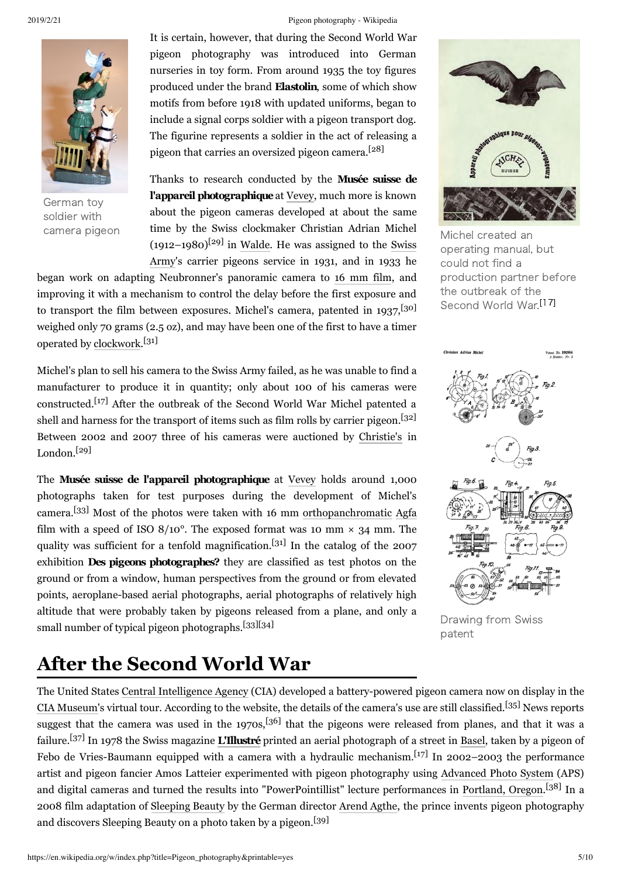It is certain, however, that during the Second World War pigeon photography was introduced into German nurseries in toy form. From around 1935 the toy figures produced under the brand **Elastolin**, some of which show motifs from before 1918 with updated uniforms, began to include a signal corps soldier with a pigeon transport dog. The figurine represents a soldier in the act of releasing a pigeon that carries an oversized pigeon camera.[28]

German toy soldier with camera pigeon

Thanks to research conducted by the **Musée suisse de l'appareil photographique** at Vevey, much more is known about the pigeon cameras developed at about the same time by the Swiss clockmaker Christian Adrian Michel (1912–1980)[29] in Walde. He was assigned to the Swiss Army's carrier pigeons service in 1931, and in 1933 he began work on adapting Neubronner's panoramic camera to 16 mm film, and improving it with a mechanism to control the delay before the first exposure and to transport the film between exposures. Michel's camera, patented in 1937,[30] weighed only 70 grams (2.5 oz), and may have been one of the first to have a timer operated by clockwork.[31]

Michel created an operating manual, but could not find a production partner before the outbreak of the Second World War.[17]

Michel's plan to sell his camera to the Swiss Army failed, as he was unable to find a manufacturer to produce it in quantity; only about 100 of his cameras were constructed.[17] After the outbreak of the Second World War Michel patented a shell and harness for the transport of items such as film rolls by carrier pigeon.[32] Between 2002 and 2007 three of his cameras were auctioned by Christie's in London.[29]

The **Musée suisse de l'appareil photographique** at Vevey holds around 1,000 photographs taken for test purposes during the development of Michel's camera.[33] Most of the photos were taken with 16 mm orthopanchromatic Agfa film with a speed of ISO 8/10°. The exposed format was 10 mm × 34 mm. The quality was sufficient for a tenfold magnification.[31] In the catalog of the 2007 exhibition **Des pigeons photographes?** they are classified as test photos on the ground or from a window, human perspectives from the ground or from elevated points, aeroplane-based aerial photographs, aerial photographs of relatively high altitude that were probably taken by pigeons released from a plane, and only a small number of typical pigeon photographs.[33][34]

Drawing from Swiss patent

## After the Second World War

The United States Central Intelligence Agency (CIA) developed a battery-powered pigeon camera now on display in the CIA Museum's virtual tour. According to the website, the details of the camera's use are still classified.[35] News reports suggest that the camera was used in the 1970s,[36] that the pigeons were released from planes, and that it was a failure.[37] In 1978 the Swiss magazine **L'Illustré** printed an aerial photograph of a street in Basel, taken by a pigeon of Febo de Vries-Baumann equipped with a camera with a hydraulic mechanism.[17] In 2002–2003 the performance artist and pigeon fancier Amos Latteier experimented with pigeon photography using Advanced Photo System (APS) and digital cameras and turned the results into "PowerPointillist" lecture performances in Portland, Oregon.[38] In a 2008 film adaptation of Sleeping Beauty by the German director Arend Agthe, the prince invents pigeon photography and discovers Sleeping Beauty on a photo taken by a pigeon.[39]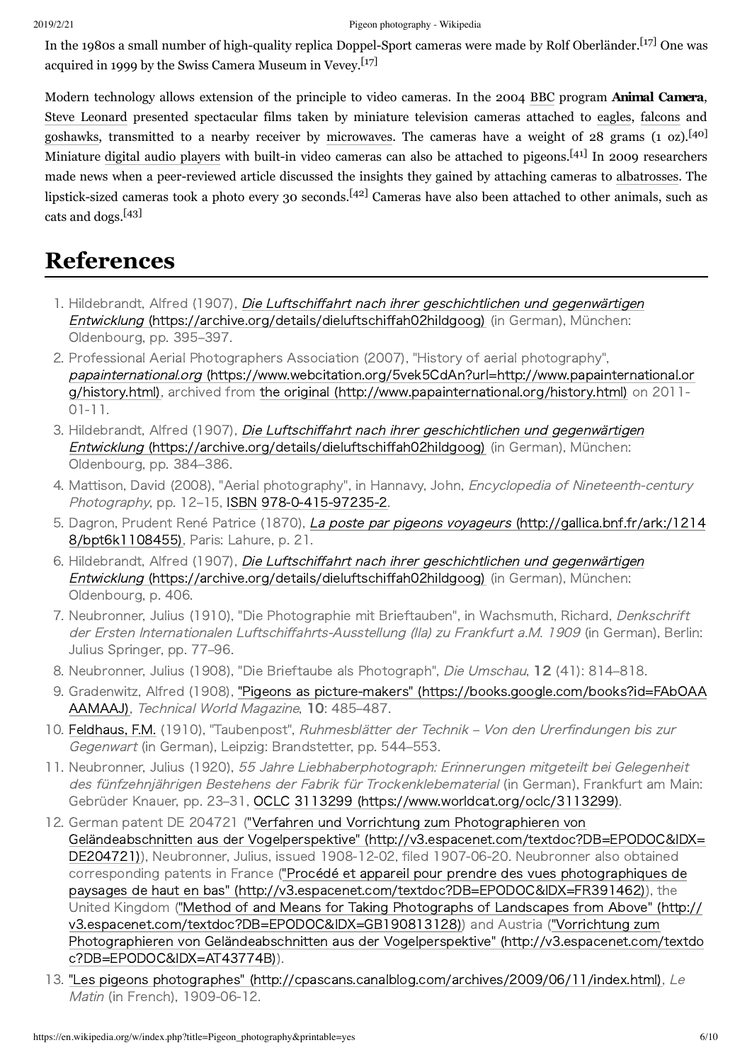In the 1980s a small number of high-quality replica Doppel-Sport cameras were made by Rolf Oberländer.[17] One was acquired in 1999 by the Swiss Camera Museum in Vevey.[17]

Modern technology allows extension of the principle to video cameras. In the 2004 BBC program **Animal Camera**, Steve Leonard presented spectacular films taken by miniature television cameras attached to eagles, falcons and goshawks, transmitted to a nearby receiver by microwaves. The cameras have a weight of 28 grams (1 oz).[40] Miniature digital audio players with built-in video cameras can also be attached to pigeons.[41] In 2009 researchers made news when a peer-reviewed article discussed the insights they gained by attaching cameras to albatrosses. The lipstick-sized cameras took a photo every 30 seconds.[42] Cameras have also been attached to other animals, such as cats and dogs.[43]

# References

1. Hildebrandt, Alfred (1907), *Die Luftschiffahrt nach ihrer geschichtlichen und gegenwärtigen Entwicklung* (https://archive.org/details/dieluftschiffah02hildgoog) (in German), München: Oldenbourg, pp. 395–397.
2. Professional Aerial Photographers Association (2007), "History of aerial photography", *papainternational.org* (https://www.webcitation.org/5vek5CdAn?url=http://www.papainternational.org/history.html), archived from the original (http://www.papainternational.org/history.html) on 2011-01-11.
3. Hildebrandt, Alfred (1907), *Die Luftschiffahrt nach ihrer geschichtlichen und gegenwärtigen Entwicklung* (https://archive.org/details/dieluftschiffah02hildgoog) (in German), München: Oldenbourg, pp. 384–386.
4. Mattison, David (2008), "Aerial photography", in Hannavy, John, *Encyclopedia of Nineteenth-century Photography*, pp. 12–15, ISBN 978-0-415-97235-2.
5. Dagron, Prudent René Patrice (1870), *La poste par pigeons voyageurs* (http://gallica.bnf.fr/ark:/12148/bpt6k1108455), Paris: Lahure, p. 21.
6. Hildebrandt, Alfred (1907), *Die Luftschiffahrt nach ihrer geschichtlichen und gegenwärtigen Entwicklung* (https://archive.org/details/dieluftschiffah02hildgoog) (in German), München: Oldenbourg, p. 406.
7. Neubronner, Julius (1910), "Die Photographie mit Brieftauben", in Wachsmuth, Richard, *Denkschrift der Ersten Internationalen Luftschiffahrts-Ausstellung (Ila) zu Frankfurt a.M. 1909* (in German), Berlin: Julius Springer, pp. 77–96.
8. Neubronner, Julius (1908), "Die Brieftaube als Photograph", *Die Umschau*, **12** (41): 814–818.
9. Gradenwitz, Alfred (1908), "Pigeons as picture-makers" (https://books.google.com/books?id=FAbOAAAAMAAJ), *Technical World Magazine*, **10**: 485–487.
10. Feldhaus, F.M. (1910), "Taubenpost", *Ruhmesblätter der Technik – Von den Urerfindungen bis zur Gegenwart* (in German), Leipzig: Brandstetter, pp. 544–553.
11. Neubronner, Julius (1920), *55 Jahre Liebhaberphotograph: Erinnerungen mitgeteilt bei Gelegenheit des fünfzehnjährigen Bestehens der Fabrik für Trockenklebematerial* (in German), Frankfurt am Main: Gebrüder Knauer, pp. 23–31, OCLC 3113299 (https://www.worldcat.org/oclc/3113299).
12. German patent DE 204721 ("Verfahren und Vorrichtung zum Photographieren von Geländeabschnitten aus der Vogelperspektive" (http://v3.espacenet.com/textdoc?DB=EPODOC&IDX=DE204721)), Neubronner, Julius, issued 1908-12-02, filed 1907-06-20. Neubronner also obtained corresponding patents in France ("Procédé et appareil pour prendre des vues photographiques de paysages de haut en bas" (http://v3.espacenet.com/textdoc?DB=EPODOC&IDX=FR391462)), the United Kingdom ("Method of and Means for Taking Photographs of Landscapes from Above" (http://v3.espacenet.com/textdoc?DB=EPODOC&IDX=GB190813128)) and Austria ("Vorrichtung zum Photographieren von Geländeabschnitten aus der Vogelperspektive" (http://v3.espacenet.com/textdoc?DB=EPODOC&IDX=AT43774B)).
13. "Les pigeons photographes" (http://cpascans.canalblog.com/archives/2009/06/11/index.html), *Le Matin* (in French), 1909-06-12.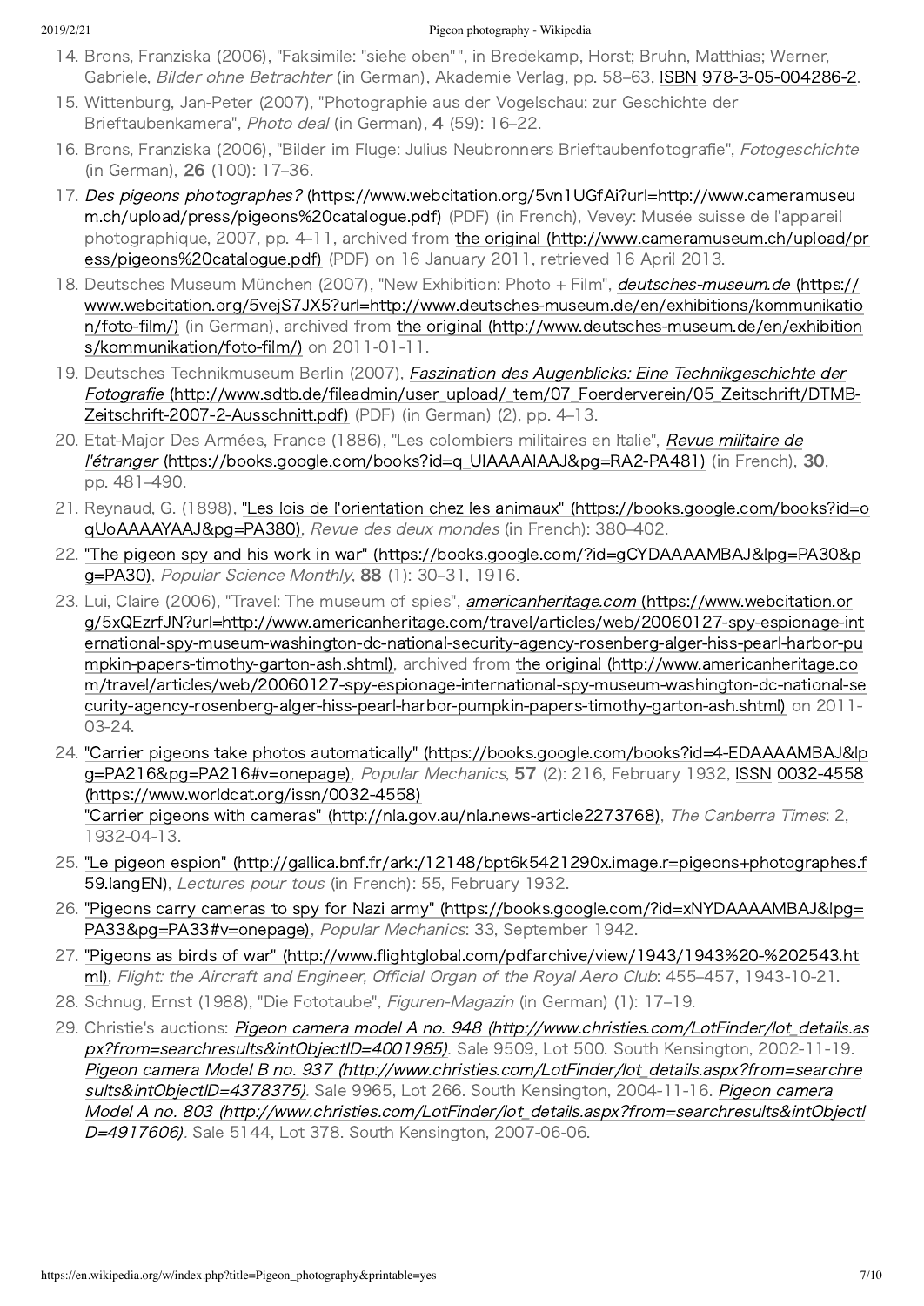14. Brons, Franziska (2006), "Faksimile: "siehe oben"", in Bredekamp, Horst; Bruhn, Matthias; Werner, Gabriele, *Bilder ohne Betrachter* (in German), Akademie Verlag, pp. 58–63, ISBN 978-3-05-004286-2.
15. Wittenburg, Jan-Peter (2007), "Photographie aus der Vogelschau: zur Geschichte der Brieftaubenkamera", *Photo deal* (in German), **4** (59): 16–22.
16. Brons, Franziska (2006), "Bilder im Fluge: Julius Neubronners Brieftaubenfotografie", *Fotogeschichte* (in German), **26** (100): 17–36.
17. *Des pigeons photographes?* (https://www.webcitation.org/5vn1UGfAi?url=http://www.cameramuseum.ch/upload/press/pigeons%20catalogue.pdf) (PDF) (in French), Vevey: Musée suisse de l'appareil photographique, 2007, pp. 4–11, archived from the original (http://www.cameramuseum.ch/upload/press/pigeons%20catalogue.pdf) (PDF) on 16 January 2011, retrieved 16 April 2013.
18. Deutsches Museum München (2007), "New Exhibition: Photo + Film", *deutsches-museum.de* (https://www.webcitation.org/5vejS7JX5?url=http://www.deutsches-museum.de/en/exhibitions/kommunikation/foto-film/) (in German), archived from the original (http://www.deutsches-museum.de/en/exhibitions/kommunikation/foto-film/) on 2011-01-11.
19. Deutsches Technikmuseum Berlin (2007), *Faszination des Augenblicks: Eine Technikgeschichte der Fotografie* (http://www.sdtb.de/fileadmin/user_upload/_tem/07_Foerderverein/05_Zeitschrift/DTMB-Zeitschrift-2007-2-Ausschnitt.pdf) (PDF) (in German) (2), pp. 4–13.
20. Etat-Major Des Armées, France (1886), "Les colombiers militaires en Italie", *Revue militaire de l'étranger* (https://books.google.com/books?id=q_UIAAAAIAAJ&pg=RA2-PA481) (in French), **30**, pp. 481–490.
21. Reynaud, G. (1898), "Les lois de l'orientation chez les animaux" (https://books.google.com/books?id=oqUoAAAAYAAJ&pg=PA380), *Revue des deux mondes* (in French): 380–402.
22. "The pigeon spy and his work in war" (https://books.google.com/?id=gCYDAAAAMBAJ&lpg=PA30&pg=PA30), *Popular Science Monthly*, **88** (1): 30–31, 1916.
23. Lui, Claire (2006), "Travel: The museum of spies", *americanheritage.com* (https://www.webcitation.org/5xQEzrfJN?url=http://www.americanheritage.com/travel/articles/web/20060127-spy-espionage-international-spy-museum-washington-dc-national-security-agency-rosenberg-alger-hiss-pearl-harbor-pumpkin-papers-timothy-garton-ash.shtml), archived from the original (http://www.americanheritage.com/travel/articles/web/20060127-spy-espionage-international-spy-museum-washington-dc-national-security-agency-rosenberg-alger-hiss-pearl-harbor-pumpkin-papers-timothy-garton-ash.shtml) on 2011-03-24.
24. "Carrier pigeons take photos automatically" (https://books.google.com/books?id=4-EDAAAAMBAJ&lpg=PA216&pg=PA216#v=onepage), *Popular Mechanics*, **57** (2): 216, February 1932, ISSN 0032-4558 (https://www.worldcat.org/issn/0032-4558)
    "Carrier pigeons with cameras" (http://nla.gov.au/nla.news-article2273768), *The Canberra Times*: 2, 1932-04-13.
25. "Le pigeon espion" (http://gallica.bnf.fr/ark:/12148/bpt6k5421290x.image.r=pigeons+photographes.f59.langEN), *Lectures pour tous* (in French): 55, February 1932.
26. "Pigeons carry cameras to spy for Nazi army" (https://books.google.com/?id=xNYDAAAAMBAJ&lpg=PA33&pg=PA33#v=onepage), *Popular Mechanics*: 33, September 1942.
27. "Pigeons as birds of war" (http://www.flightglobal.com/pdfarchive/view/1943/1943%20-%202543.html), *Flight: the Aircraft and Engineer, Official Organ of the Royal Aero Club*: 455–457, 1943-10-21.
28. Schnug, Ernst (1988), "Die Fototaube", *Figuren-Magazin* (in German) (1): 17–19.
29. Christie's auctions: *Pigeon camera model A no. 948 (http://www.christies.com/LotFinder/lot_details.aspx?from=searchresults&intObjectID=4001985)*. Sale 9509, Lot 500. South Kensington, 2002-11-19. *Pigeon camera Model B no. 937 (http://www.christies.com/LotFinder/lot_details.aspx?from=searchresults&intObjectID=4378375)*. Sale 9965, Lot 266. South Kensington, 2004-11-16. *Pigeon camera Model A no. 803 (http://www.christies.com/LotFinder/lot_details.aspx?from=searchresults&intObjectID=4917606)*. Sale 5144, Lot 378. South Kensington, 2007-06-06.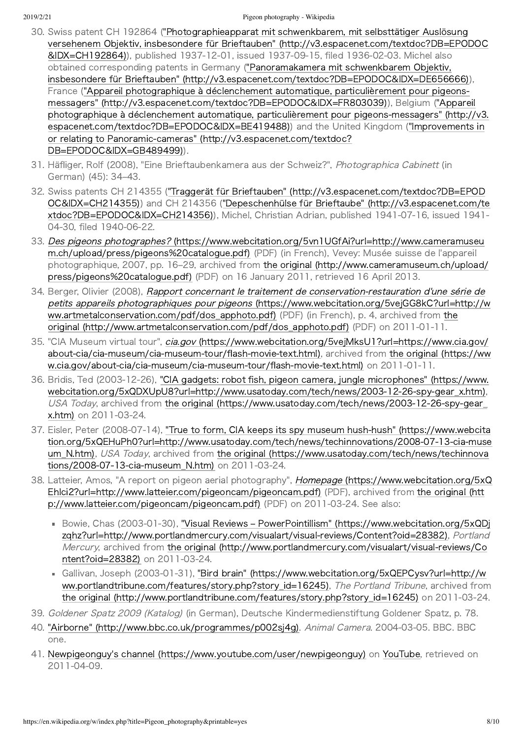30. Swiss patent CH 192864 ("Photographieapparat mit schwenkbarem, mit selbsttätiger Auslösung versehenem Objektiv, insbesondere für Brieftauben" (http://v3.espacenet.com/textdoc?DB=EPODOC&IDX=CH192864)), published 1937-12-01, issued 1937-09-15, filed 1936-02-03. Michel also obtained corresponding patents in Germany ("Panoramakamera mit schwenkbarem Objektiv, insbesondere für Brieftauben" (http://v3.espacenet.com/textdoc?DB=EPODOC&IDX=DE656666)), France ("Appareil photographique à déclenchement automatique, particulièrement pour pigeons-messagers" (http://v3.espacenet.com/textdoc?DB=EPODOC&IDX=FR803039)), Belgium ("Appareil photographique à déclenchement automatique, particulièrement pour pigeons-messagers" (http://v3.espacenet.com/textdoc?DB=EPODOC&IDX=BE419488)) and the United Kingdom ("Improvements in or relating to Panoramic-cameras" (http://v3.espacenet.com/textdoc?DB=EPODOC&IDX=GB489499)).
31. Häfliger, Rolf (2008), "Eine Brieftaubenkamera aus der Schweiz?", *Photographica Cabinett* (in German) (45): 34–43.
32. Swiss patents CH 214355 ("Traggerät für Brieftauben" (http://v3.espacenet.com/textdoc?DB=EPODOC&IDX=CH214355)) and CH 214356 ("Depeschenhülse für Brieftaube" (http://v3.espacenet.com/textdoc?DB=EPODOC&IDX=CH214356)), Michel, Christian Adrian, published 1941-07-16, issued 1941-04-30, filed 1940-06-22.
33. *Des pigeons photographes?* (https://www.webcitation.org/5vn1UGfAi?url=http://www.cameramuseum.ch/upload/press/pigeons%20catalogue.pdf) (PDF) (in French), Vevey: Musée suisse de l'appareil photographique, 2007, pp. 16–29, archived from the original (http://www.cameramuseum.ch/upload/press/pigeons%20catalogue.pdf) (PDF) on 16 January 2011, retrieved 16 April 2013.
34. Berger, Olivier (2008), *Rapport concernant le traitement de conservation-restauration d'une série de petits appareils photographiques pour pigeons* (https://www.webcitation.org/5vejGG8kC?url=http://www.artmetalconservation.com/pdf/dos_apphoto.pdf) (PDF) (in French), p. 4, archived from the original (http://www.artmetalconservation.com/pdf/dos_apphoto.pdf) (PDF) on 2011-01-11.
35. "CIA Museum virtual tour", *cia.gov* (https://www.webcitation.org/5vejMksU1?url=https://www.cia.gov/about-cia/cia-museum/cia-museum-tour/flash-movie-text.html), archived from the original (https://www.cia.gov/about-cia/cia-museum/cia-museum-tour/flash-movie-text.html) on 2011-01-11.
36. Bridis, Ted (2003-12-26), "CIA gadgets: robot fish, pigeon camera, jungle microphones" (https://www.webcitation.org/5xQDXUpU8?url=http://www.usatoday.com/tech/news/2003-12-26-spy-gear_x.htm), *USA Today*, archived from the original (https://www.usatoday.com/tech/news/2003-12-26-spy-gear_x.htm) on 2011-03-24.
37. Eisler, Peter (2008-07-14), "True to form, CIA keeps its spy museum hush-hush" (https://www.webcitation.org/5xQEHuPh0?url=http://www.usatoday.com/tech/news/techinnovations/2008-07-13-cia-museum_N.htm), *USA Today*, archived from the original (https://www.usatoday.com/tech/news/techinnovations/2008-07-13-cia-museum_N.htm) on 2011-03-24.
38. Latteier, Amos, "A report on pigeon aerial photography", *Homepage* (https://www.webcitation.org/5xQEhlci2?url=http://www.latteier.com/pigeoncam/pigeoncam.pdf) (PDF), archived from the original (http://www.latteier.com/pigeoncam/pigeoncam.pdf) (PDF) on 2011-03-24. See also:
    - Bowie, Chas (2003-01-30), "Visual Reviews – PowerPointillism" (https://www.webcitation.org/5xQDjzqhz?url=http://www.portlandmercury.com/visualart/visual-reviews/Content?oid=28382), *Portland Mercury*, archived from the original (http://www.portlandmercury.com/visualart/visual-reviews/Content?oid=28382) on 2011-03-24.
    - Gallivan, Joseph (2003-01-31), "Bird brain" (https://www.webcitation.org/5xQEPCysv?url=http://www.portlandtribune.com/features/story.php?story_id=16245), *The Portland Tribune*, archived from the original (http://www.portlandtribune.com/features/story.php?story_id=16245) on 2011-03-24.
39. *Goldener Spatz 2009 (Katalog)* (in German), Deutsche Kindermedienstiftung Goldener Spatz, p. 78.
40. "Airborne" (http://www.bbc.co.uk/programmes/p002sj4g). *Animal Camera*. 2004-03-05. BBC. BBC one.
41. Newpigeonguy's channel (https://www.youtube.com/user/newpigeonguy) on YouTube, retrieved on 2011-04-09.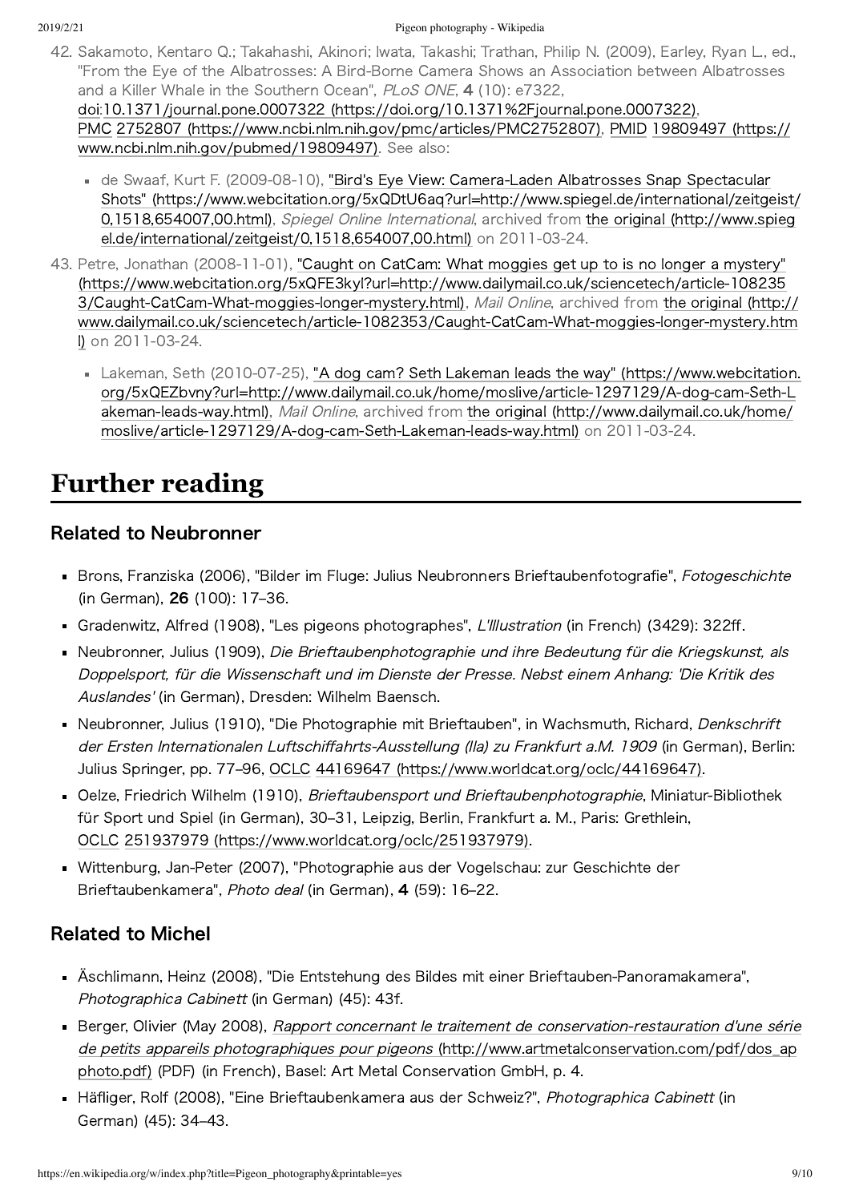42. Sakamoto, Kentaro Q.; Takahashi, Akinori; Iwata, Takashi; Trathan, Philip N. (2009), Earley, Ryan L., ed., "From the Eye of the Albatrosses: A Bird-Borne Camera Shows an Association between Albatrosses and a Killer Whale in the Southern Ocean", *PLoS ONE*, **4** (10): e7322, doi:10.1371/journal.pone.0007322 (https://doi.org/10.1371%2Fjournal.pone.0007322), PMC 2752807 (https://www.ncbi.nlm.nih.gov/pmc/articles/PMC2752807), PMID 19809497 (https://www.ncbi.nlm.nih.gov/pubmed/19809497). See also:
    - de Swaaf, Kurt F. (2009-08-10), "Bird's Eye View: Camera-Laden Albatrosses Snap Spectacular Shots" (https://www.webcitation.org/5xQDtU6aq?url=http://www.spiegel.de/international/zeitgeist/0,1518,654007,00.html), *Spiegel Online International*, archived from the original (http://www.spiegel.de/international/zeitgeist/0,1518,654007,00.html) on 2011-03-24.
43. Petre, Jonathan (2008-11-01), "Caught on CatCam: What moggies get up to is no longer a mystery" (https://www.webcitation.org/5xQFE3kyl?url=http://www.dailymail.co.uk/sciencetech/article-1082353/Caught-CatCam-What-moggies-longer-mystery.html), *Mail Online*, archived from the original (http://www.dailymail.co.uk/sciencetech/article-1082353/Caught-CatCam-What-moggies-longer-mystery.html) on 2011-03-24.
    - Lakeman, Seth (2010-07-25), "A dog cam? Seth Lakeman leads the way" (https://www.webcitation.org/5xQEZbvny?url=http://www.dailymail.co.uk/home/moslive/article-1297129/A-dog-cam-Seth-Lakeman-leads-way.html), *Mail Online*, archived from the original (http://www.dailymail.co.uk/home/moslive/article-1297129/A-dog-cam-Seth-Lakeman-leads-way.html) on 2011-03-24.

# Further reading

## Related to Neubronner

- Brons, Franziska (2006), "Bilder im Fluge: Julius Neubronners Brieftaubenfotografie", *Fotogeschichte* (in German), **26** (100): 17–36.
- Gradenwitz, Alfred (1908), "Les pigeons photographes", *L'Illustration* (in French) (3429): 322ff.
- Neubronner, Julius (1909), *Die Brieftaubenphotographie und ihre Bedeutung für die Kriegskunst, als Doppelsport, für die Wissenschaft und im Dienste der Presse. Nebst einem Anhang: 'Die Kritik des Auslandes'* (in German), Dresden: Wilhelm Baensch.
- Neubronner, Julius (1910), "Die Photographie mit Brieftauben", in Wachsmuth, Richard, *Denkschrift der Ersten Internationalen Luftschiffahrts-Ausstellung (Ila) zu Frankfurt a.M. 1909* (in German), Berlin: Julius Springer, pp. 77–96, OCLC 44169647 (https://www.worldcat.org/oclc/44169647).
- Oelze, Friedrich Wilhelm (1910), *Brieftaubensport und Brieftaubenphotographie*, Miniatur-Bibliothek für Sport und Spiel (in German), 30–31, Leipzig, Berlin, Frankfurt a. M., Paris: Grethlein, OCLC 251937979 (https://www.worldcat.org/oclc/251937979).
- Wittenburg, Jan-Peter (2007), "Photographie aus der Vogelschau: zur Geschichte der Brieftaubenkamera", *Photo deal* (in German), **4** (59): 16–22.

## Related to Michel

- Äschlimann, Heinz (2008), "Die Entstehung des Bildes mit einer Brieftauben-Panoramakamera", *Photographica Cabinett* (in German) (45): 43f.
- Berger, Olivier (May 2008), *Rapport concernant le traitement de conservation-restauration d'une série de petits appareils photographiques pour pigeons* (http://www.artmetalconservation.com/pdf/dos_apphoto.pdf) (PDF) (in French), Basel: Art Metal Conservation GmbH, p. 4.
- Häfliger, Rolf (2008), "Eine Brieftaubenkamera aus der Schweiz?", *Photographica Cabinett* (in German) (45): 34–43.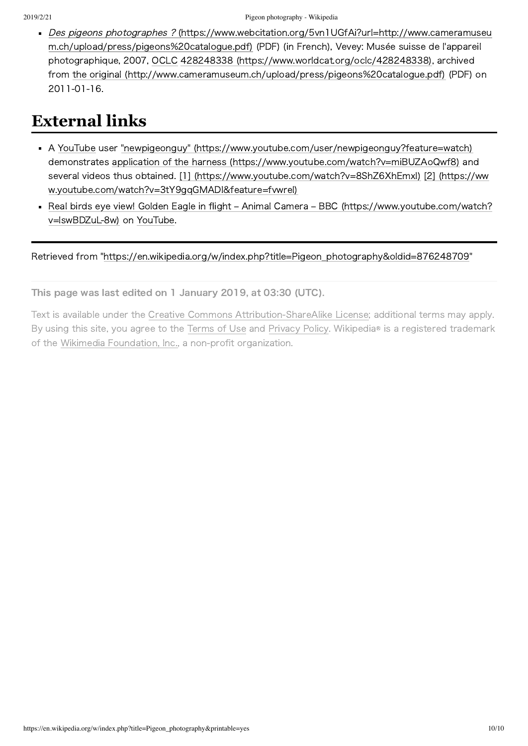- *Des pigeons photographes ?* (https://www.webcitation.org/5vn1UGfAi?url=http://www.cameramuseum.ch/upload/press/pigeons%20catalogue.pdf) (PDF) (in French), Vevey: Musée suisse de l'appareil photographique, 2007, OCLC 428248338 (https://www.worldcat.org/oclc/428248338), archived from the original (http://www.cameramuseum.ch/upload/press/pigeons%20catalogue.pdf) (PDF) on 2011-01-16.

# External links

- A YouTube user "newpigeonguy" (https://www.youtube.com/user/newpigeonguy?feature=watch) demonstrates application of the harness (https://www.youtube.com/watch?v=miBUZAoQwf8) and several videos thus obtained. [1] (https://www.youtube.com/watch?v=8ShZ6XhEmxl) [2] (https://www.youtube.com/watch?v=3tY9gqGMADI&feature=fvwrel)
- Real birds eye view! Golden Eagle in flight – Animal Camera – BBC (https://www.youtube.com/watch?v=lswBDZuL-8w) on YouTube.

Retrieved from "https://en.wikipedia.org/w/index.php?title=Pigeon_photography&oldid=876248709"

This page was last edited on 1 January 2019, at 03:30 (UTC).

Text is available under the Creative Commons Attribution-ShareAlike License; additional terms may apply. By using this site, you agree to the Terms of Use and Privacy Policy. Wikipedia® is a registered trademark of the Wikimedia Foundation, Inc., a non-profit organization.